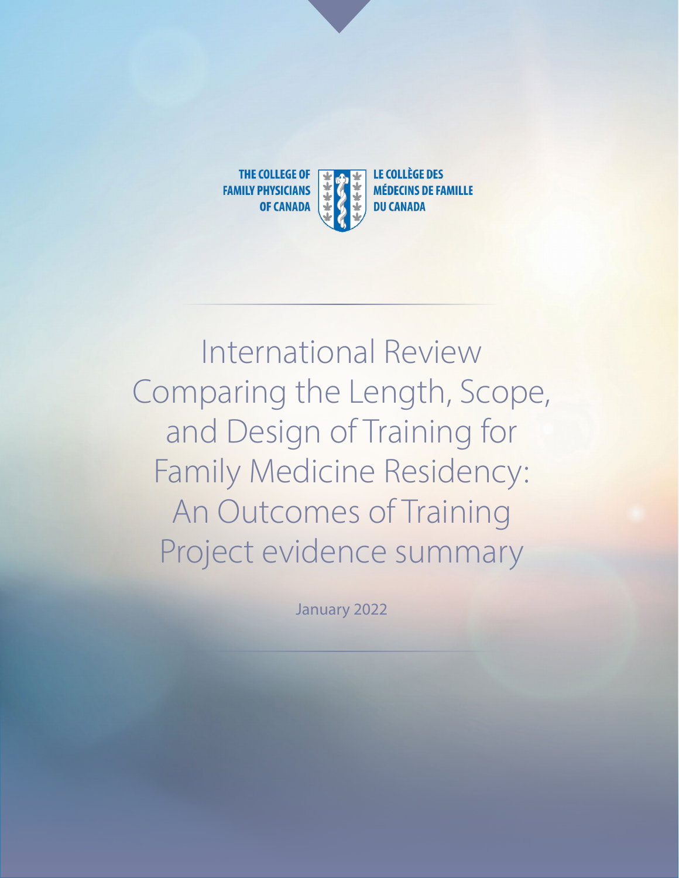THE COLLEGE OF FAMILY PHYSICIANS OF CANADA

LE COLLÈGE DES MÉDECINS DE FAMILLE DU CANADA

# International Review Comparing the Length, Scope, and Design of Training for Family Medicine Residency: An Outcomes of Training Project evidence summary

January 2022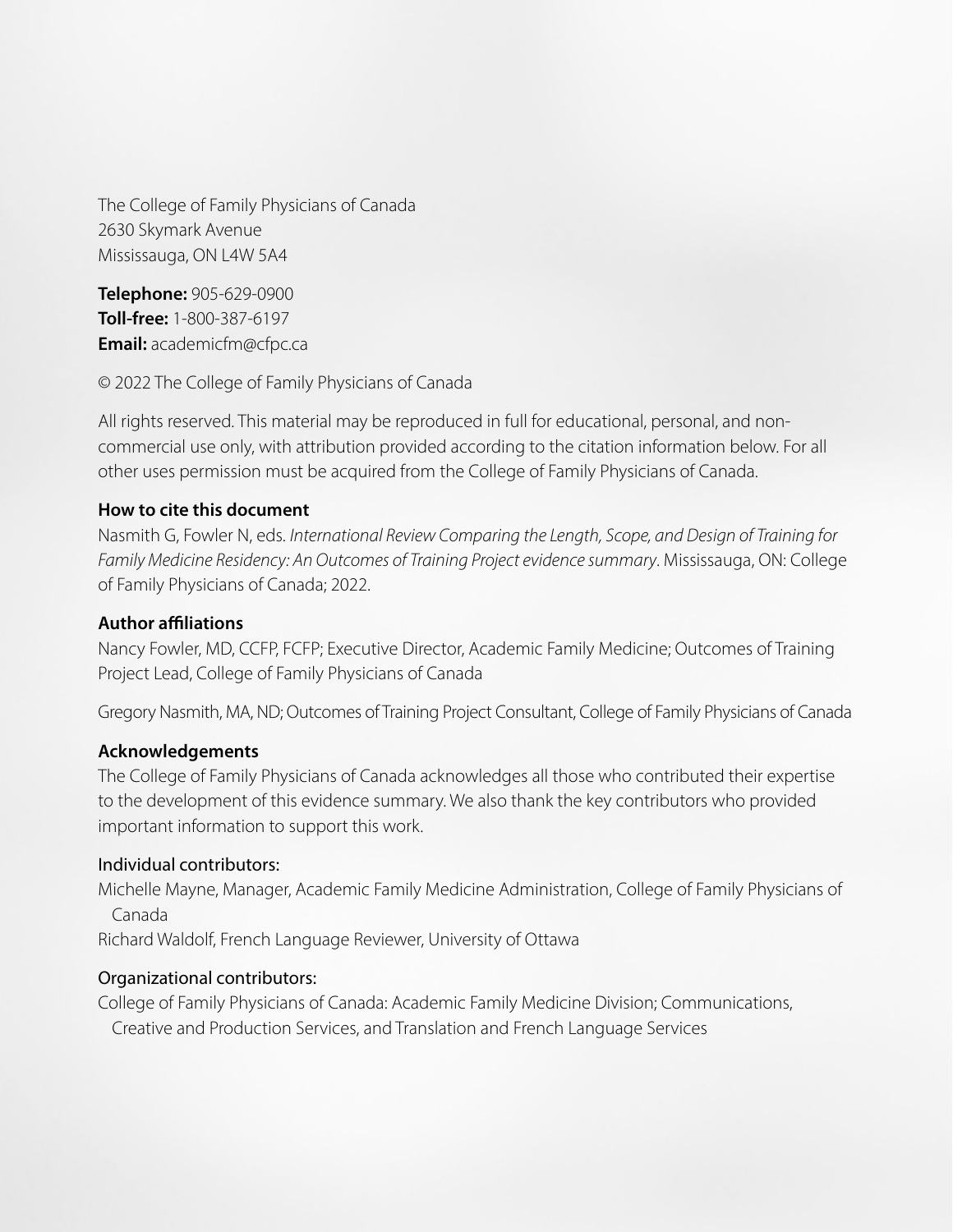The College of Family Physicians of Canada
2630 Skymark Avenue
Mississauga, ON L4W 5A4

**Telephone:** 905-629-0900
**Toll-free:** 1-800-387-6197
**Email:** academicfm@cfpc.ca

© 2022 The College of Family Physicians of Canada

All rights reserved. This material may be reproduced in full for educational, personal, and non-commercial use only, with attribution provided according to the citation information below. For all other uses permission must be acquired from the College of Family Physicians of Canada.

**How to cite this document**

Nasmith G, Fowler N, eds. *International Review Comparing the Length, Scope, and Design of Training for Family Medicine Residency: An Outcomes of Training Project evidence summary*. Mississauga, ON: College of Family Physicians of Canada; 2022.

**Author affiliations**

Nancy Fowler, MD, CCFP, FCFP; Executive Director, Academic Family Medicine; Outcomes of Training Project Lead, College of Family Physicians of Canada

Gregory Nasmith, MA, ND; Outcomes of Training Project Consultant, College of Family Physicians of Canada

**Acknowledgements**

The College of Family Physicians of Canada acknowledges all those who contributed their expertise to the development of this evidence summary. We also thank the key contributors who provided important information to support this work.

Individual contributors:

Michelle Mayne, Manager, Academic Family Medicine Administration, College of Family Physicians of Canada
Richard Waldolf, French Language Reviewer, University of Ottawa

Organizational contributors:

College of Family Physicians of Canada: Academic Family Medicine Division; Communications, Creative and Production Services, and Translation and French Language Services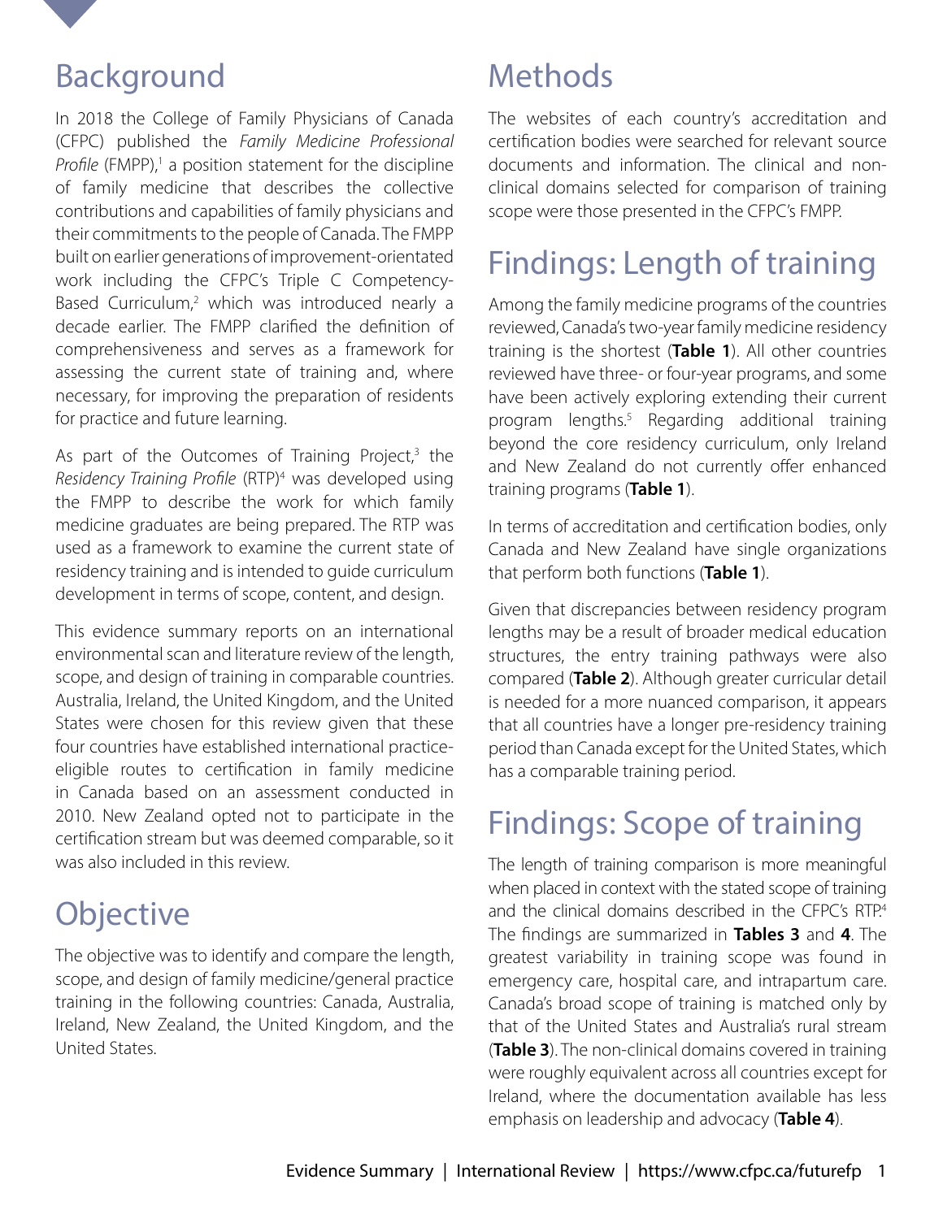## Background

In 2018 the College of Family Physicians of Canada (CFPC) published the *Family Medicine Professional Profile* (FMPP),[1] a position statement for the discipline of family medicine that describes the collective contributions and capabilities of family physicians and their commitments to the people of Canada. The FMPP built on earlier generations of improvement-orientated work including the CFPC's Triple C Competency-Based Curriculum,[2] which was introduced nearly a decade earlier. The FMPP clarified the definition of comprehensiveness and serves as a framework for assessing the current state of training and, where necessary, for improving the preparation of residents for practice and future learning.

As part of the Outcomes of Training Project,[3] the *Residency Training Profile* (RTP)[4] was developed using the FMPP to describe the work for which family medicine graduates are being prepared. The RTP was used as a framework to examine the current state of residency training and is intended to guide curriculum development in terms of scope, content, and design.

This evidence summary reports on an international environmental scan and literature review of the length, scope, and design of training in comparable countries. Australia, Ireland, the United Kingdom, and the United States were chosen for this review given that these four countries have established international practice-eligible routes to certification in family medicine in Canada based on an assessment conducted in 2010. New Zealand opted not to participate in the certification stream but was deemed comparable, so it was also included in this review.

## Objective

The objective was to identify and compare the length, scope, and design of family medicine/general practice training in the following countries: Canada, Australia, Ireland, New Zealand, the United Kingdom, and the United States.

## Methods

The websites of each country's accreditation and certification bodies were searched for relevant source documents and information. The clinical and non-clinical domains selected for comparison of training scope were those presented in the CFPC's FMPP.

## Findings: Length of training

Among the family medicine programs of the countries reviewed, Canada's two-year family medicine residency training is the shortest (**Table 1**). All other countries reviewed have three- or four-year programs, and some have been actively exploring extending their current program lengths.[5] Regarding additional training beyond the core residency curriculum, only Ireland and New Zealand do not currently offer enhanced training programs (**Table 1**).

In terms of accreditation and certification bodies, only Canada and New Zealand have single organizations that perform both functions (**Table 1**).

Given that discrepancies between residency program lengths may be a result of broader medical education structures, the entry training pathways were also compared (**Table 2**). Although greater curricular detail is needed for a more nuanced comparison, it appears that all countries have a longer pre-residency training period than Canada except for the United States, which has a comparable training period.

## Findings: Scope of training

The length of training comparison is more meaningful when placed in context with the stated scope of training and the clinical domains described in the CFPC's RTP.[4] The findings are summarized in **Tables 3** and **4**. The greatest variability in training scope was found in emergency care, hospital care, and intrapartum care. Canada's broad scope of training is matched only by that of the United States and Australia's rural stream (**Table 3**). The non-clinical domains covered in training were roughly equivalent across all countries except for Ireland, where the documentation available has less emphasis on leadership and advocacy (**Table 4**).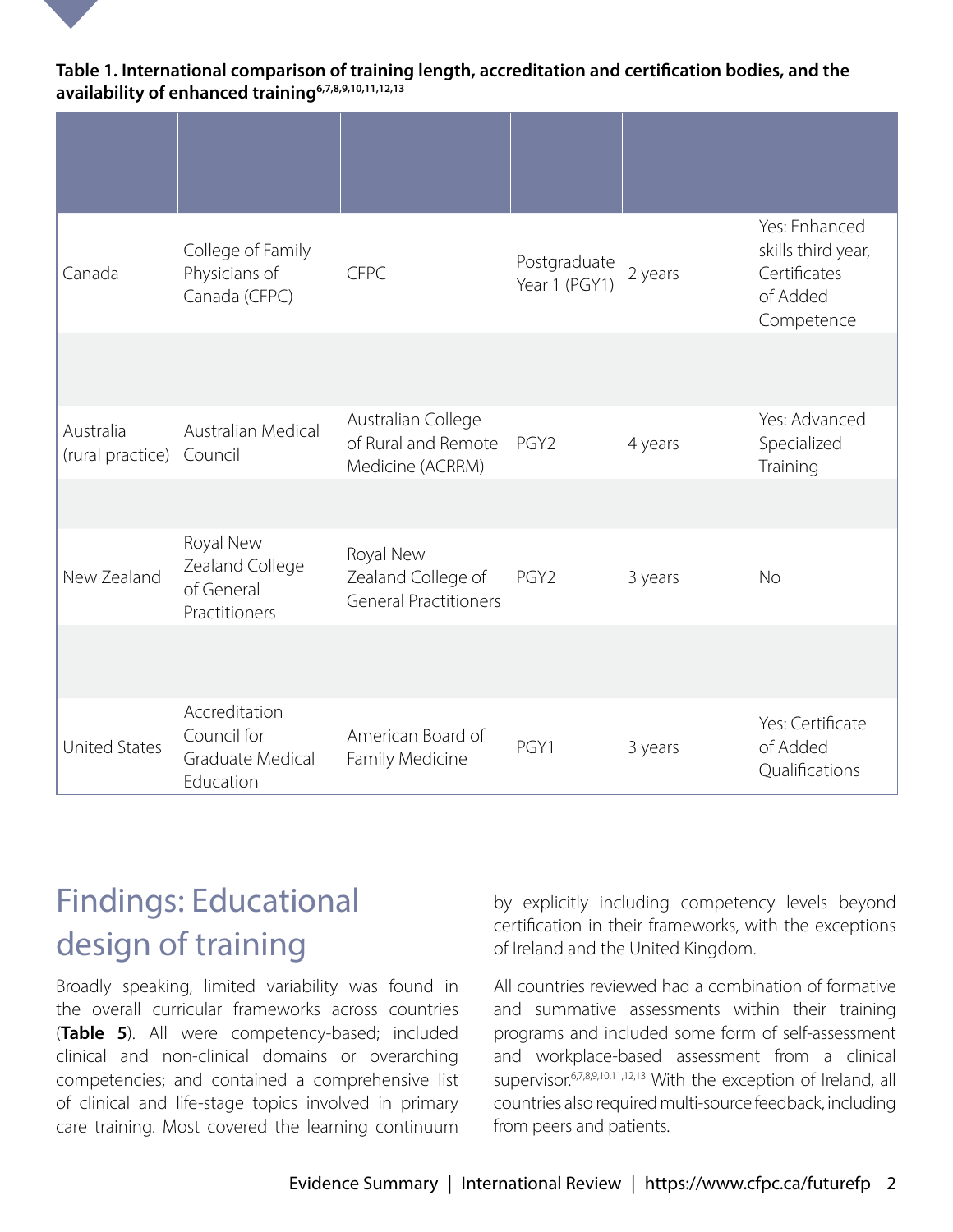**Table 1. International comparison of training length, accreditation and certification bodies, and the availability of enhanced training[6,7,8,9,10,11,12,13]**

| | | | | | |
|---|---|---|---|---|---|
| Canada | College of Family Physicians of Canada (CFPC) | CFPC | Postgraduate Year 1 (PGY1) | 2 years | Yes: Enhanced skills third year, Certificates of Added Competence |
| | | | | | |
| Australia (rural practice) | Australian Medical Council | Australian College of Rural and Remote Medicine (ACRRM) | PGY2 | 4 years | Yes: Advanced Specialized Training |
| | | | | | |
| New Zealand | Royal New Zealand College of General Practitioners | Royal New Zealand College of General Practitioners | PGY2 | 3 years | No |
| | | | | | |
| United States | Accreditation Council for Graduate Medical Education | American Board of Family Medicine | PGY1 | 3 years | Yes: Certificate of Added Qualifications |

## Findings: Educational design of training

Broadly speaking, limited variability was found in the overall curricular frameworks across countries (**Table 5**). All were competency-based; included clinical and non-clinical domains or overarching competencies; and contained a comprehensive list of clinical and life-stage topics involved in primary care training. Most covered the learning continuum by explicitly including competency levels beyond certification in their frameworks, with the exceptions of Ireland and the United Kingdom.

All countries reviewed had a combination of formative and summative assessments within their training programs and included some form of self-assessment and workplace-based assessment from a clinical supervisor.[6,7,8,9,10,11,12,13] With the exception of Ireland, all countries also required multi-source feedback, including from peers and patients.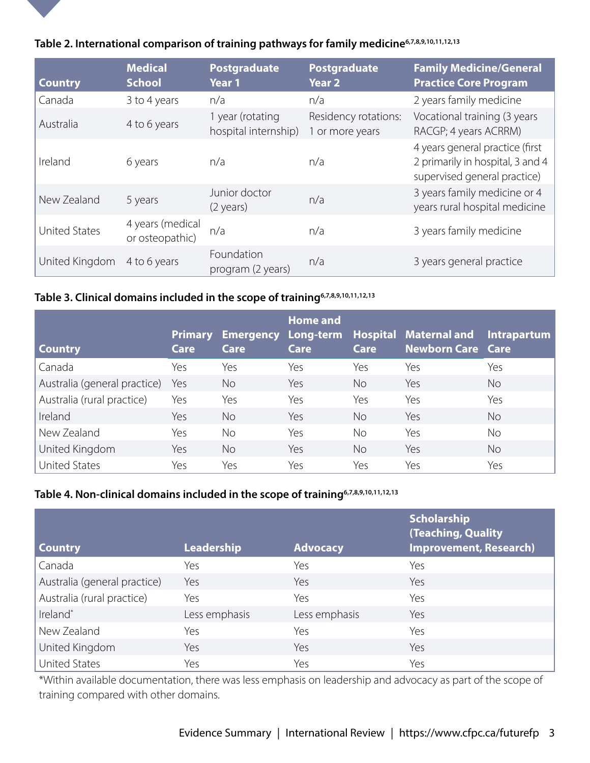**Table 2. International comparison of training pathways for family medicine[6,7,8,9,10,11,12,13]**

| Country | Medical School | Postgraduate Year 1 | Postgraduate Year 2 | Family Medicine/General Practice Core Program |
|---|---|---|---|---|
| Canada | 3 to 4 years | n/a | n/a | 2 years family medicine |
| Australia | 4 to 6 years | 1 year (rotating hospital internship) | Residency rotations: 1 or more years | Vocational training (3 years RACGP; 4 years ACRRM) |
| Ireland | 6 years | n/a | n/a | 4 years general practice (first 2 primarily in hospital, 3 and 4 supervised general practice) |
| New Zealand | 5 years | Junior doctor (2 years) | n/a | 3 years family medicine or 4 years rural hospital medicine |
| United States | 4 years (medical or osteopathic) | n/a | n/a | 3 years family medicine |
| United Kingdom | 4 to 6 years | Foundation program (2 years) | n/a | 3 years general practice |

**Table 3. Clinical domains included in the scope of training[6,7,8,9,10,11,12,13]**

| Country | Primary Care | Emergency Care | Home and Long-term Care | Hospital Care | Maternal and Newborn Care | Intrapartum Care |
|---|---|---|---|---|---|---|
| Canada | Yes | Yes | Yes | Yes | Yes | Yes |
| Australia (general practice) | Yes | No | Yes | No | Yes | No |
| Australia (rural practice) | Yes | Yes | Yes | Yes | Yes | Yes |
| Ireland | Yes | No | Yes | No | Yes | No |
| New Zealand | Yes | No | Yes | No | Yes | No |
| United Kingdom | Yes | No | Yes | No | Yes | No |
| United States | Yes | Yes | Yes | Yes | Yes | Yes |

**Table 4. Non-clinical domains included in the scope of training[6,7,8,9,10,11,12,13]**

| Country | Leadership | Advocacy | Scholarship (Teaching, Quality Improvement, Research) |
|---|---|---|---|
| Canada | Yes | Yes | Yes |
| Australia (general practice) | Yes | Yes | Yes |
| Australia (rural practice) | Yes | Yes | Yes |
| Ireland* | Less emphasis | Less emphasis | Yes |
| New Zealand | Yes | Yes | Yes |
| United Kingdom | Yes | Yes | Yes |
| United States | Yes | Yes | Yes |

*Within available documentation, there was less emphasis on leadership and advocacy as part of the scope of training compared with other domains.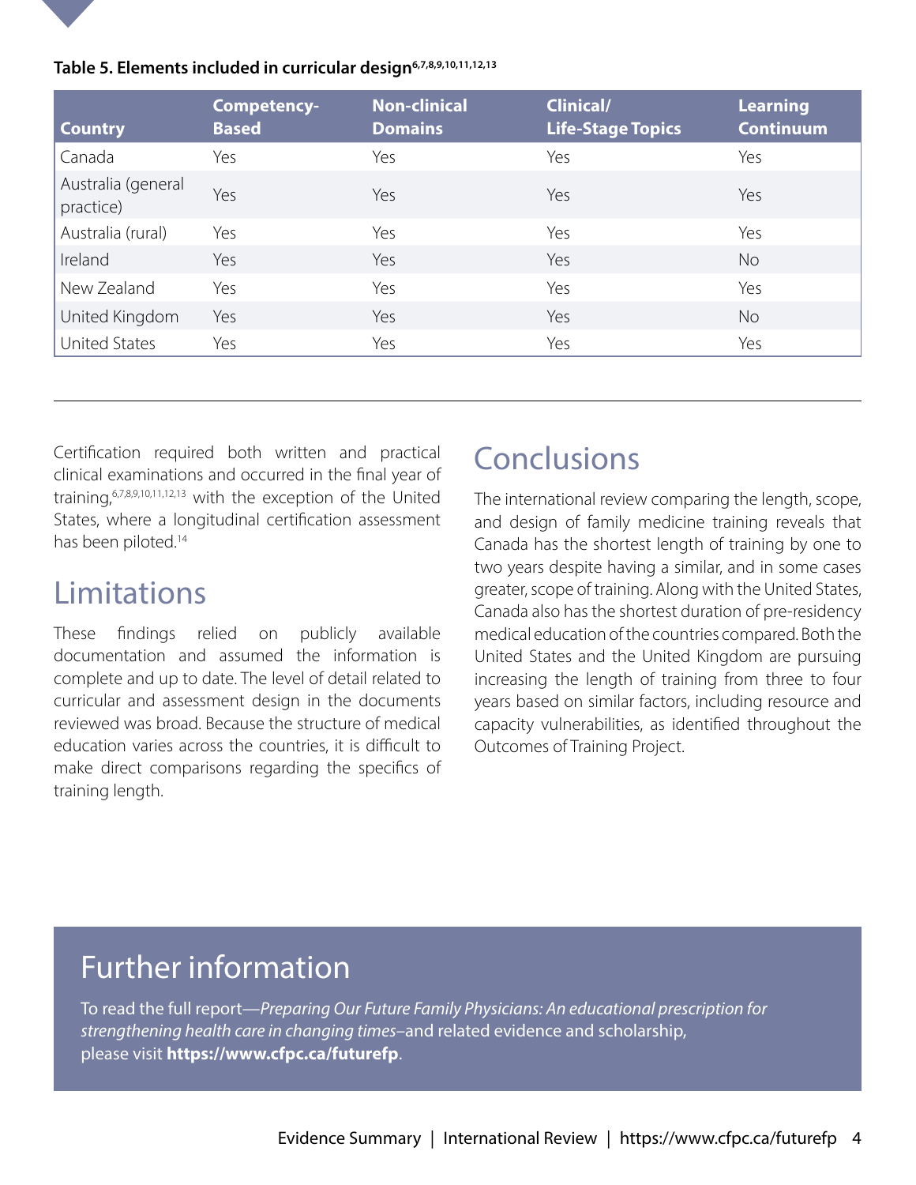**Table 5. Elements included in curricular design[6,7,8,9,10,11,12,13]**

| Country | Competency-Based | Non-clinical Domains | Clinical/ Life-Stage Topics | Learning Continuum |
|---|---|---|---|---|
| Canada | Yes | Yes | Yes | Yes |
| Australia (general practice) | Yes | Yes | Yes | Yes |
| Australia (rural) | Yes | Yes | Yes | Yes |
| Ireland | Yes | Yes | Yes | No |
| New Zealand | Yes | Yes | Yes | Yes |
| United Kingdom | Yes | Yes | Yes | No |
| United States | Yes | Yes | Yes | Yes |

Certification required both written and practical clinical examinations and occurred in the final year of training,[6,7,8,9,10,11,12,13] with the exception of the United States, where a longitudinal certification assessment has been piloted.[14]

## Limitations

These findings relied on publicly available documentation and assumed the information is complete and up to date. The level of detail related to curricular and assessment design in the documents reviewed was broad. Because the structure of medical education varies across the countries, it is difficult to make direct comparisons regarding the specifics of training length.

## Conclusions

The international review comparing the length, scope, and design of family medicine training reveals that Canada has the shortest length of training by one to two years despite having a similar, and in some cases greater, scope of training. Along with the United States, Canada also has the shortest duration of pre-residency medical education of the countries compared. Both the United States and the United Kingdom are pursuing increasing the length of training from three to four years based on similar factors, including resource and capacity vulnerabilities, as identified throughout the Outcomes of Training Project.

## Further information

To read the full report—*Preparing Our Future Family Physicians: An educational prescription for strengthening health care in changing times*–and related evidence and scholarship, please visit **https://www.cfpc.ca/futurefp**.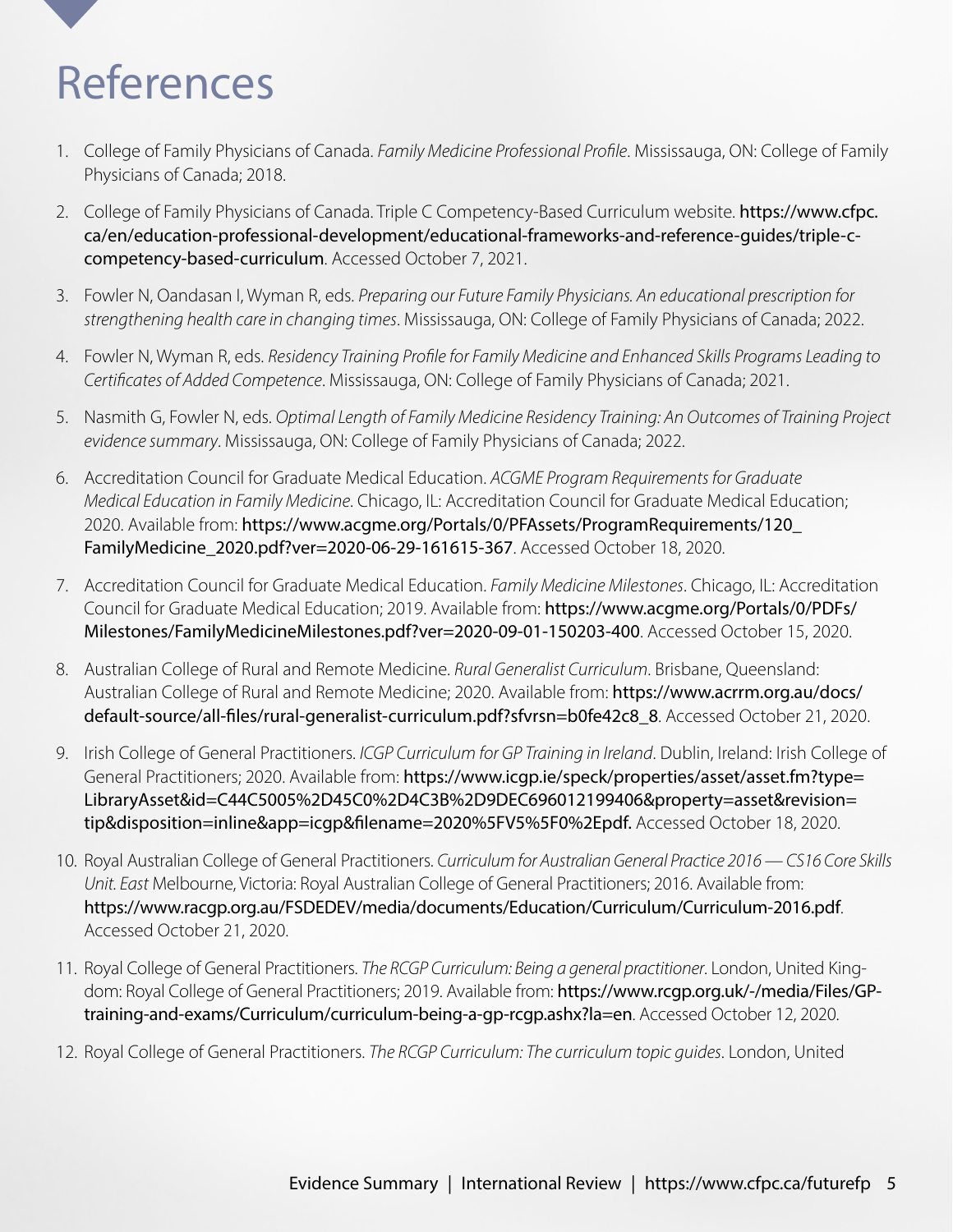# References

1. College of Family Physicians of Canada. *Family Medicine Professional Profile*. Mississauga, ON: College of Family Physicians of Canada; 2018.
2. College of Family Physicians of Canada. Triple C Competency-Based Curriculum website. **https://www.cfpc.ca/en/education-professional-development/educational-frameworks-and-reference-guides/triple-c-competency-based-curriculum**. Accessed October 7, 2021.
3. Fowler N, Oandasan I, Wyman R, eds. *Preparing our Future Family Physicians. An educational prescription for strengthening health care in changing times*. Mississauga, ON: College of Family Physicians of Canada; 2022.
4. Fowler N, Wyman R, eds. *Residency Training Profile for Family Medicine and Enhanced Skills Programs Leading to Certificates of Added Competence*. Mississauga, ON: College of Family Physicians of Canada; 2021.
5. Nasmith G, Fowler N, eds. *Optimal Length of Family Medicine Residency Training: An Outcomes of Training Project evidence summary*. Mississauga, ON: College of Family Physicians of Canada; 2022.
6. Accreditation Council for Graduate Medical Education. *ACGME Program Requirements for Graduate Medical Education in Family Medicine*. Chicago, IL: Accreditation Council for Graduate Medical Education; 2020. Available from: **https://www.acgme.org/Portals/0/PFAssets/ProgramRequirements/120_FamilyMedicine_2020.pdf?ver=2020-06-29-161615-367**. Accessed October 18, 2020.
7. Accreditation Council for Graduate Medical Education. *Family Medicine Milestones*. Chicago, IL: Accreditation Council for Graduate Medical Education; 2019. Available from: **https://www.acgme.org/Portals/0/PDFs/Milestones/FamilyMedicineMilestones.pdf?ver=2020-09-01-150203-400**. Accessed October 15, 2020.
8. Australian College of Rural and Remote Medicine. *Rural Generalist Curriculum*. Brisbane, Queensland: Australian College of Rural and Remote Medicine; 2020. Available from: **https://www.acrrm.org.au/docs/default-source/all-files/rural-generalist-curriculum.pdf?sfvrsn=b0fe42c8_8**. Accessed October 21, 2020.
9. Irish College of General Practitioners. *ICGP Curriculum for GP Training in Ireland*. Dublin, Ireland: Irish College of General Practitioners; 2020. Available from: **https://www.icgp.ie/speck/properties/asset/asset.fm?type=LibraryAsset&id=C44C5005%2D45C0%2D4C3B%2D9DEC696012199406&property=asset&revision=tip&disposition=inline&app=icgp&filename=2020%5FV5%5F0%2Epdf.** Accessed October 18, 2020.
10. Royal Australian College of General Practitioners. *Curriculum for Australian General Practice 2016 — CS16 Core Skills Unit. East* Melbourne, Victoria: Royal Australian College of General Practitioners; 2016. Available from: **https://www.racgp.org.au/FSDEDEV/media/documents/Education/Curriculum/Curriculum-2016.pdf**. Accessed October 21, 2020.
11. Royal College of General Practitioners. *The RCGP Curriculum: Being a general practitioner*. London, United Kingdom: Royal College of General Practitioners; 2019. Available from: **https://www.rcgp.org.uk/-/media/Files/GP-training-and-exams/Curriculum/curriculum-being-a-gp-rcgp.ashx?la=en**. Accessed October 12, 2020.
12. Royal College of General Practitioners. *The RCGP Curriculum: The curriculum topic guides*. London, United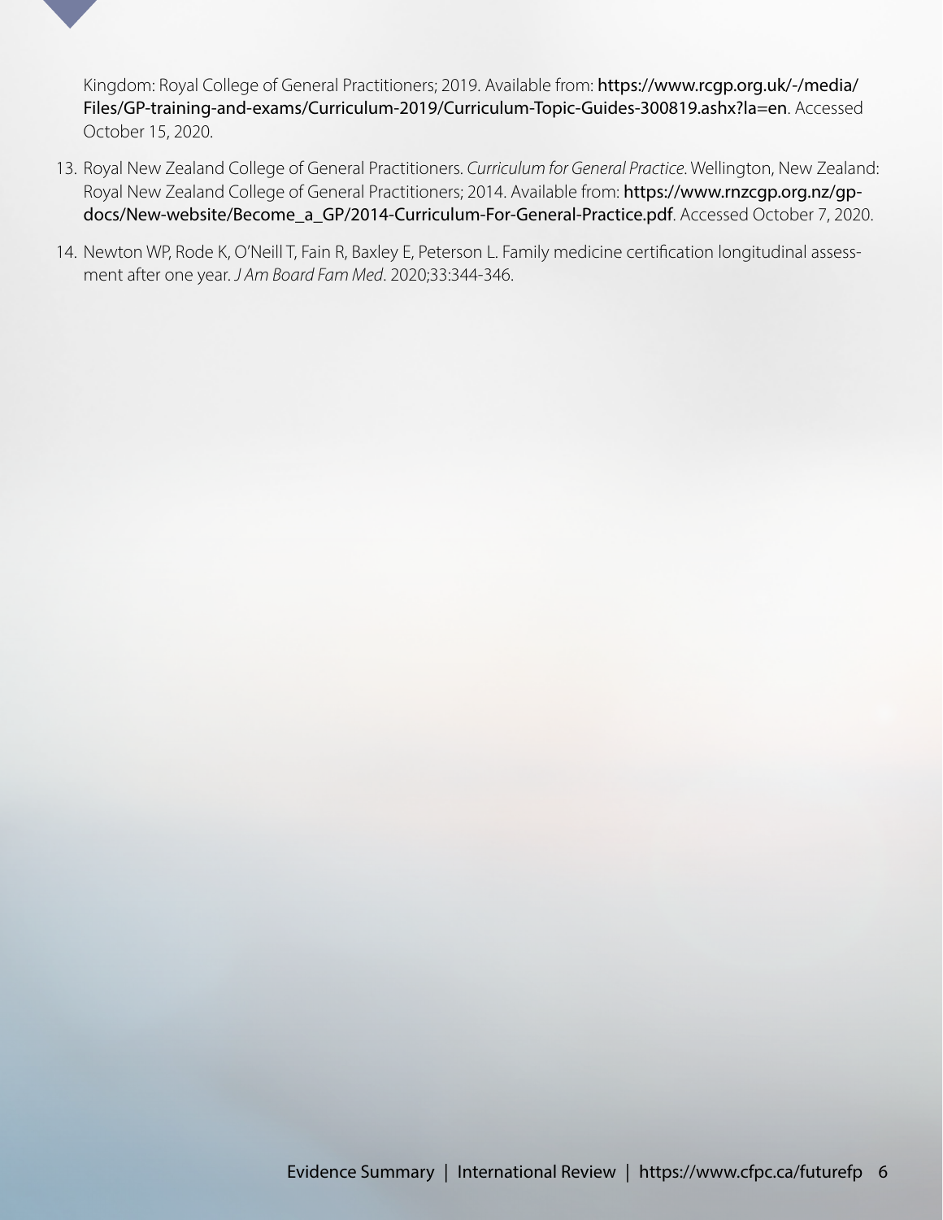Kingdom: Royal College of General Practitioners; 2019. Available from: **https://www.rcgp.org.uk/-/media/Files/GP-training-and-exams/Curriculum-2019/Curriculum-Topic-Guides-300819.ashx?la=en**. Accessed October 15, 2020.

13. Royal New Zealand College of General Practitioners. *Curriculum for General Practice*. Wellington, New Zealand: Royal New Zealand College of General Practitioners; 2014. Available from: **https://www.rnzcgp.org.nz/gp-docs/New-website/Become_a_GP/2014-Curriculum-For-General-Practice.pdf**. Accessed October 7, 2020.
14. Newton WP, Rode K, O'Neill T, Fain R, Baxley E, Peterson L. Family medicine certification longitudinal assessment after one year. *J Am Board Fam Med*. 2020;33:344-346.